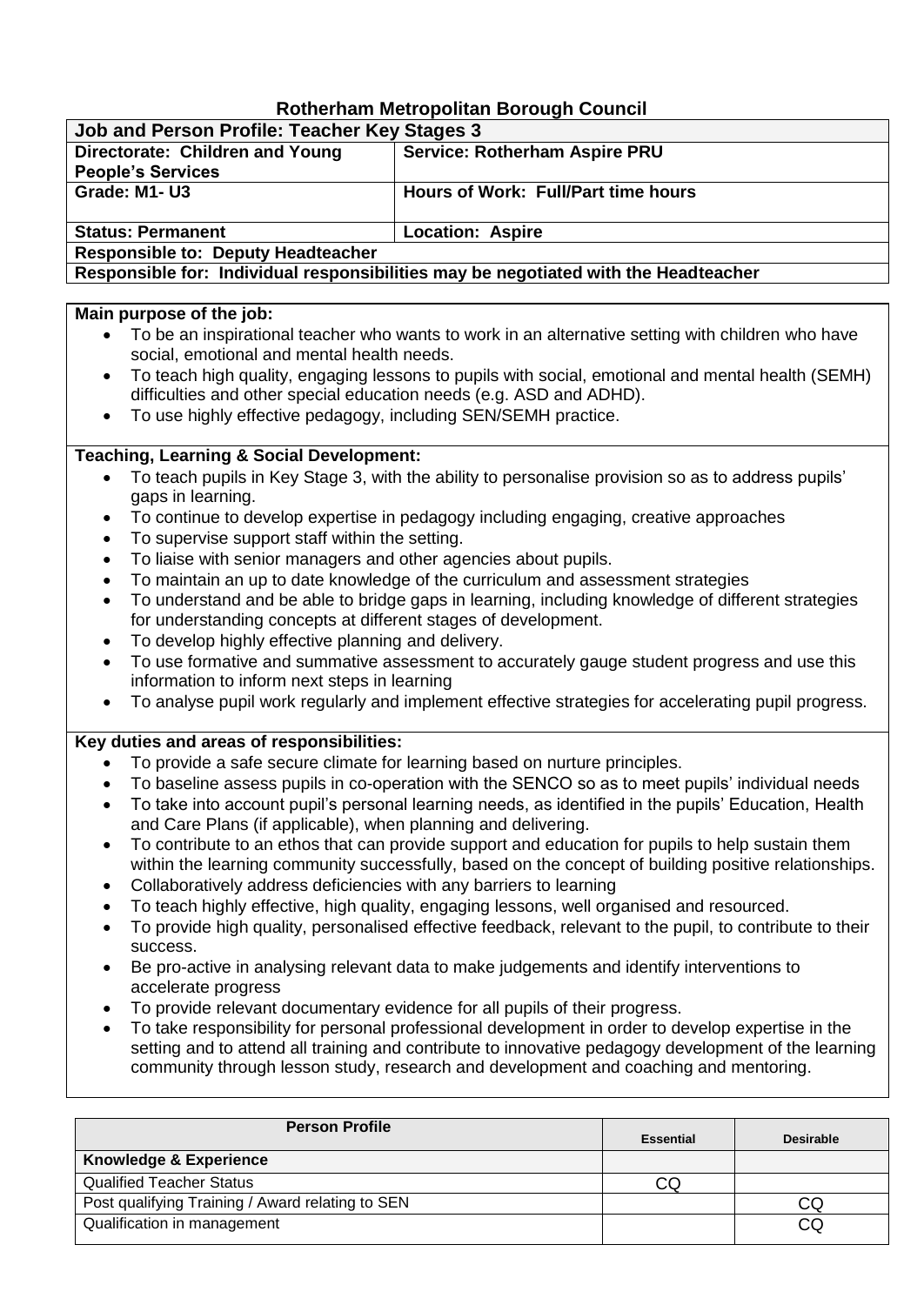# Rotherham Metropolitan Borough Council

| Job and Person Profile: Teacher Key Stages 3 | |
|---|---|
| **Directorate: Children and Young People's Services** | **Service: Rotherham Aspire PRU** |
| **Grade: M1- U3** | **Hours of Work: Full/Part time hours** |
| **Status: Permanent** | **Location: Aspire** |
| **Responsible to: Deputy Headteacher** | |
| **Responsible for: Individual responsibilities may be negotiated with the Headteacher** | |

**Main purpose of the job:**

- To be an inspirational teacher who wants to work in an alternative setting with children who have social, emotional and mental health needs.
- To teach high quality, engaging lessons to pupils with social, emotional and mental health (SEMH) difficulties and other special education needs (e.g. ASD and ADHD).
- To use highly effective pedagogy, including SEN/SEMH practice.

**Teaching, Learning & Social Development:**

- To teach pupils in Key Stage 3, with the ability to personalise provision so as to address pupils' gaps in learning.
- To continue to develop expertise in pedagogy including engaging, creative approaches
- To supervise support staff within the setting.
- To liaise with senior managers and other agencies about pupils.
- To maintain an up to date knowledge of the curriculum and assessment strategies
- To understand and be able to bridge gaps in learning, including knowledge of different strategies for understanding concepts at different stages of development.
- To develop highly effective planning and delivery.
- To use formative and summative assessment to accurately gauge student progress and use this information to inform next steps in learning
- To analyse pupil work regularly and implement effective strategies for accelerating pupil progress.

**Key duties and areas of responsibilities:**

- To provide a safe secure climate for learning based on nurture principles.
- To baseline assess pupils in co-operation with the SENCO so as to meet pupils' individual needs
- To take into account pupil's personal learning needs, as identified in the pupils' Education, Health and Care Plans (if applicable), when planning and delivering.
- To contribute to an ethos that can provide support and education for pupils to help sustain them within the learning community successfully, based on the concept of building positive relationships.
- Collaboratively address deficiencies with any barriers to learning
- To teach highly effective, high quality, engaging lessons, well organised and resourced.
- To provide high quality, personalised effective feedback, relevant to the pupil, to contribute to their success.
- Be pro-active in analysing relevant data to make judgements and identify interventions to accelerate progress
- To provide relevant documentary evidence for all pupils of their progress.
- To take responsibility for personal professional development in order to develop expertise in the setting and to attend all training and contribute to innovative pedagogy development of the learning community through lesson study, research and development and coaching and mentoring.

| Person Profile | Essential | Desirable |
|---|---|---|
| **Knowledge & Experience** | | |
| Qualified Teacher Status | CQ | |
| Post qualifying Training / Award relating to SEN | | CQ |
| Qualification in management | | CQ |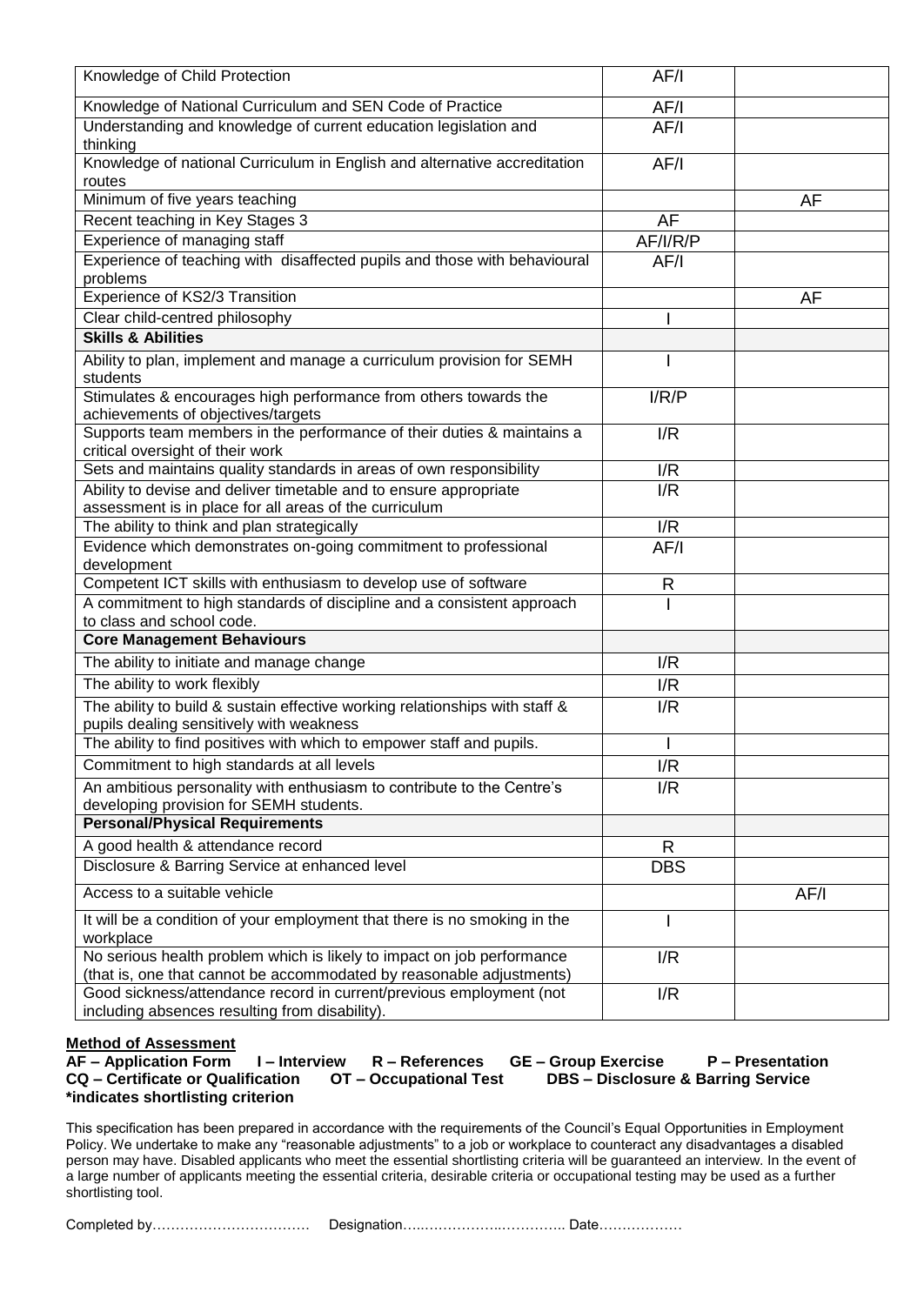| | | |
|---|---|---|
| Knowledge of Child Protection | AF/I | |
| Knowledge of National Curriculum and SEN Code of Practice | AF/I | |
| Understanding and knowledge of current education legislation and thinking | AF/I | |
| Knowledge of national Curriculum in English and alternative accreditation routes | AF/I | |
| Minimum of five years teaching | | AF |
| Recent teaching in Key Stages 3 | AF | |
| Experience of managing staff | AF/I/R/P | |
| Experience of teaching with disaffected pupils and those with behavioural problems | AF/I | |
| Experience of KS2/3 Transition | | AF |
| Clear child-centred philosophy | I | |
| **Skills & Abilities** | | |
| Ability to plan, implement and manage a curriculum provision for SEMH students | I | |
| Stimulates & encourages high performance from others towards the achievements of objectives/targets | I/R/P | |
| Supports team members in the performance of their duties & maintains a critical oversight of their work | I/R | |
| Sets and maintains quality standards in areas of own responsibility | I/R | |
| Ability to devise and deliver timetable and to ensure appropriate assessment is in place for all areas of the curriculum | I/R | |
| The ability to think and plan strategically | I/R | |
| Evidence which demonstrates on-going commitment to professional development | AF/I | |
| Competent ICT skills with enthusiasm to develop use of software | R | |
| A commitment to high standards of discipline and a consistent approach to class and school code. | I | |
| **Core Management Behaviours** | | |
| The ability to initiate and manage change | I/R | |
| The ability to work flexibly | I/R | |
| The ability to build & sustain effective working relationships with staff & pupils dealing sensitively with weakness | I/R | |
| The ability to find positives with which to empower staff and pupils. | I | |
| Commitment to high standards at all levels | I/R | |
| An ambitious personality with enthusiasm to contribute to the Centre's developing provision for SEMH students. | I/R | |
| **Personal/Physical Requirements** | | |
| A good health & attendance record | R | |
| Disclosure & Barring Service at enhanced level | DBS | |
| Access to a suitable vehicle | | AF/I |
| It will be a condition of your employment that there is no smoking in the workplace | I | |
| No serious health problem which is likely to impact on job performance (that is, one that cannot be accommodated by reasonable adjustments) | I/R | |
| Good sickness/attendance record in current/previous employment (not including absences resulting from disability). | I/R | |

**Method of Assessment**

**AF – Application Form I – Interview R – References GE – Group Exercise P – Presentation**
**CQ – Certificate or Qualification OT – Occupational Test DBS – Disclosure & Barring Service**
***indicates shortlisting criterion**

This specification has been prepared in accordance with the requirements of the Council's Equal Opportunities in Employment Policy. We undertake to make any "reasonable adjustments" to a job or workplace to counteract any disadvantages a disabled person may have. Disabled applicants who meet the essential shortlisting criteria will be guaranteed an interview. In the event of a large number of applicants meeting the essential criteria, desirable criteria or occupational testing may be used as a further shortlisting tool.

Completed by…………………………… Designation…..……………..………….. Date………………